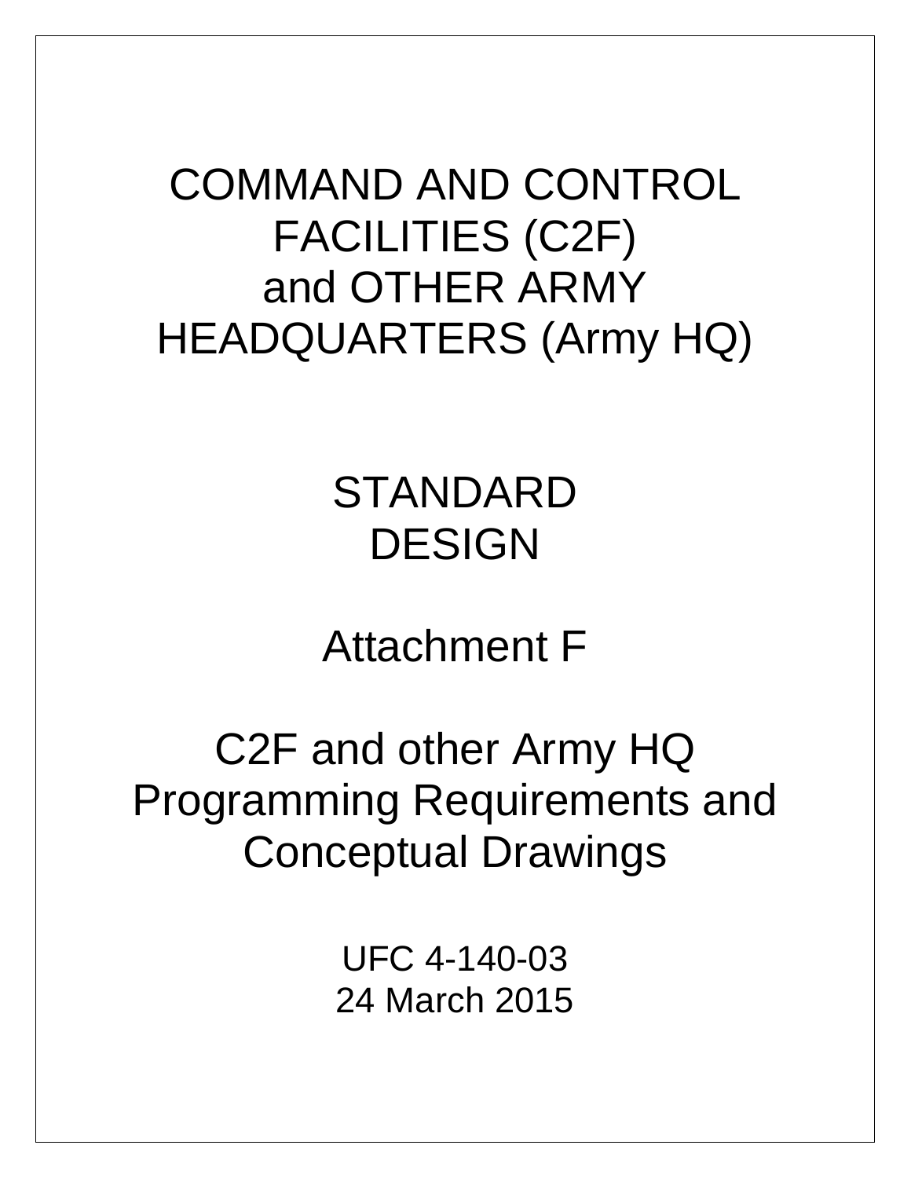# COMMAND AND CONTROL FACILITIES (C2F) and OTHER ARMY HEADQUARTERS (Army HQ)

## STANDARD DESIGN

## Attachment F

## C2F and other Army HQ Programming Requirements and Conceptual Drawings

UFC 4-140-03
24 March 2015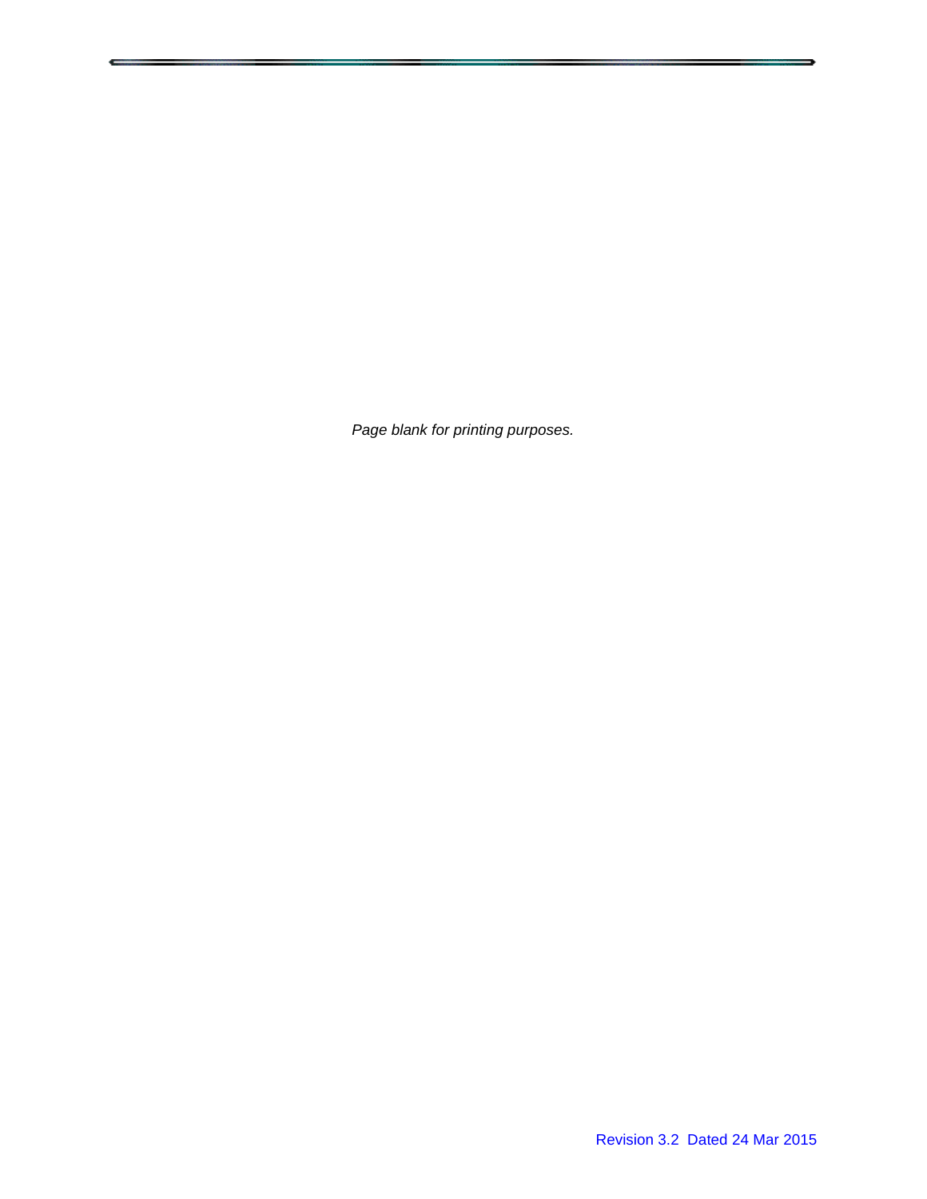*Page blank for printing purposes.*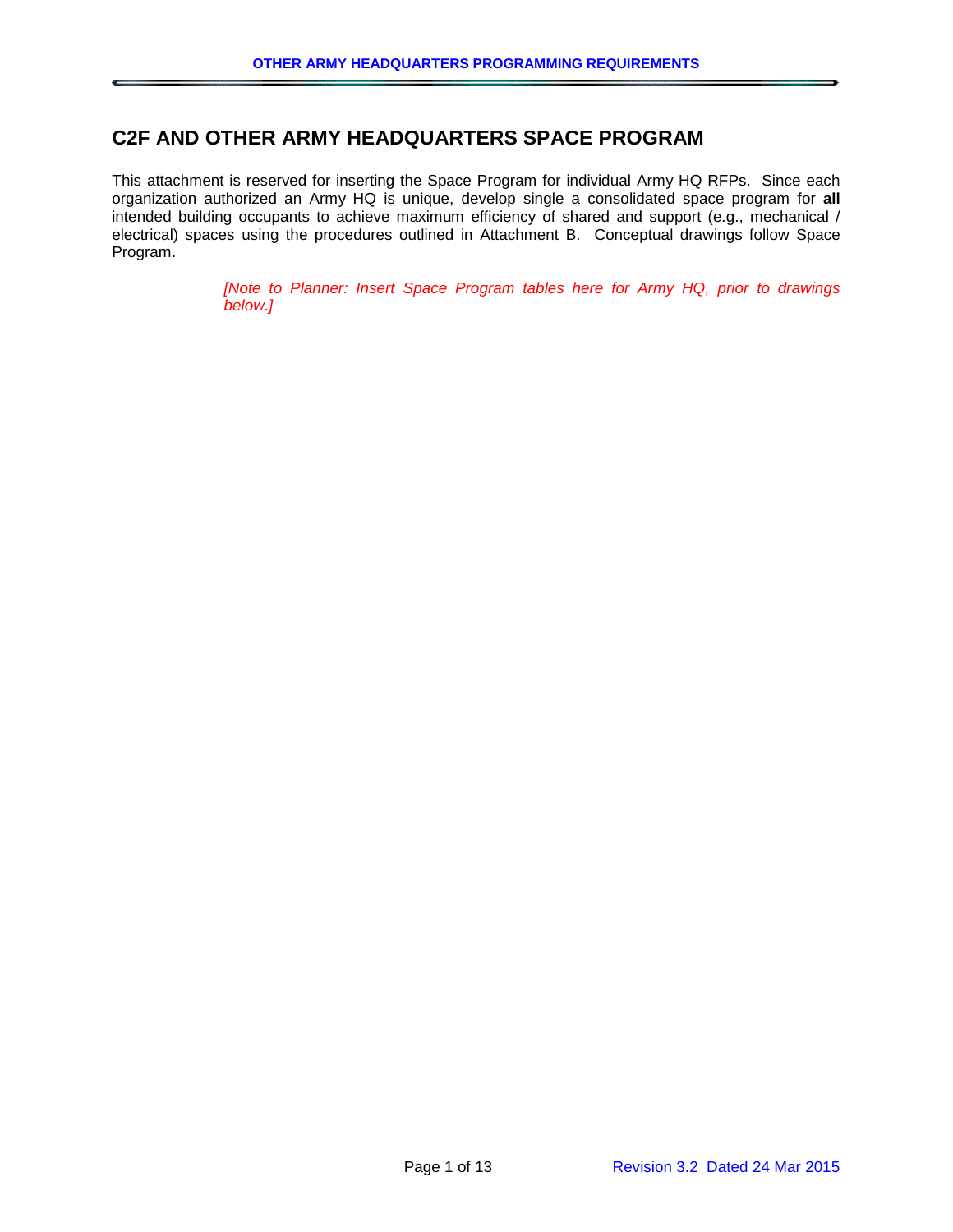## C2F AND OTHER ARMY HEADQUARTERS SPACE PROGRAM

This attachment is reserved for inserting the Space Program for individual Army HQ RFPs. Since each organization authorized an Army HQ is unique, develop single a consolidated space program for **all** intended building occupants to achieve maximum efficiency of shared and support (e.g., mechanical / electrical) spaces using the procedures outlined in Attachment B. Conceptual drawings follow Space Program.

*[Note to Planner: Insert Space Program tables here for Army HQ, prior to drawings below.]*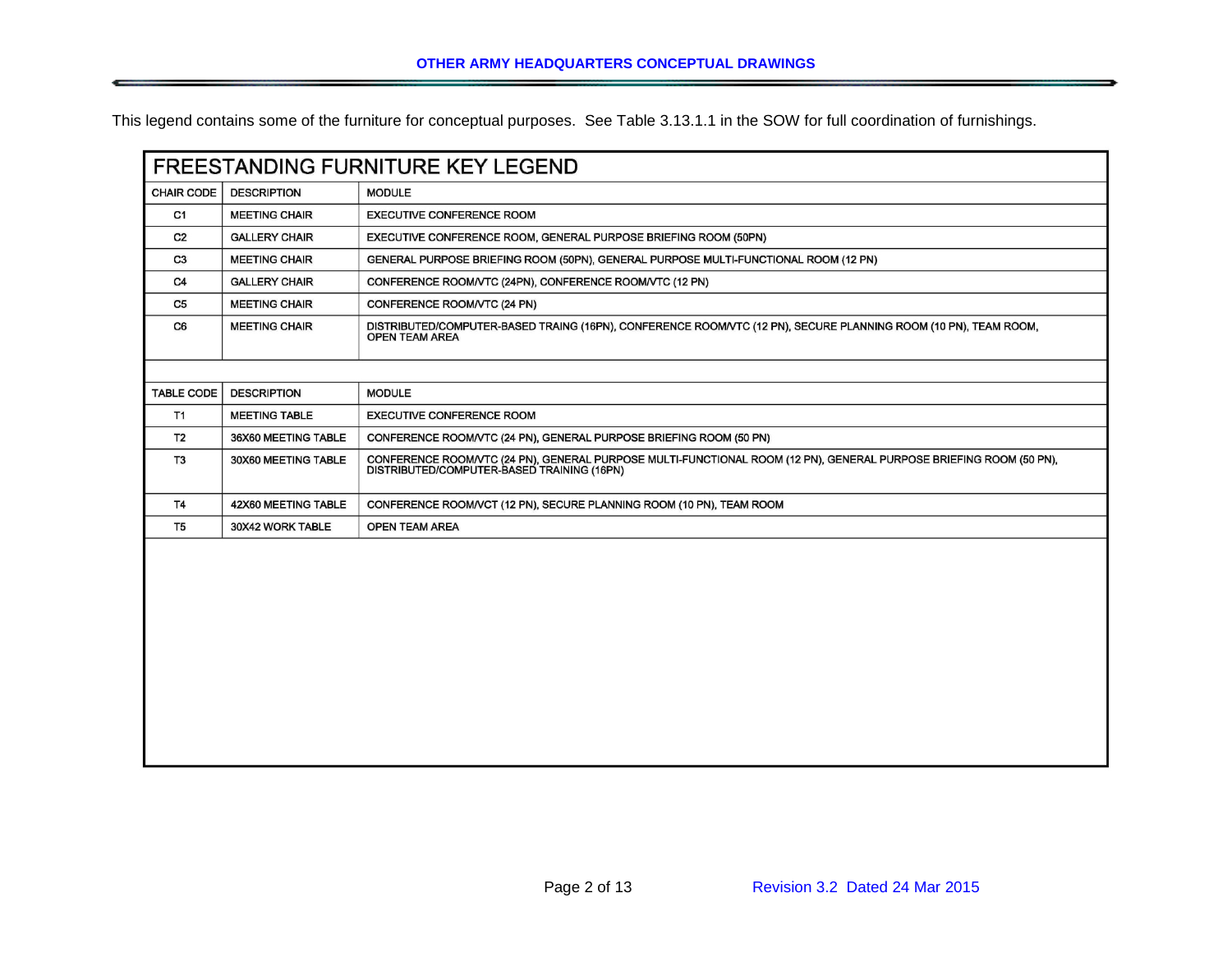This legend contains some of the furniture for conceptual purposes. See Table 3.13.1.1 in the SOW for full coordination of furnishings.

## FREESTANDING FURNITURE KEY LEGEND

| CHAIR CODE | DESCRIPTION | MODULE |
|---|---|---|
| C1 | MEETING CHAIR | EXECUTIVE CONFERENCE ROOM |
| C2 | GALLERY CHAIR | EXECUTIVE CONFERENCE ROOM, GENERAL PURPOSE BRIEFING ROOM (50PN) |
| C3 | MEETING CHAIR | GENERAL PURPOSE BRIEFING ROOM (50PN), GENERAL PURPOSE MULTI-FUNCTIONAL ROOM (12 PN) |
| C4 | GALLERY CHAIR | CONFERENCE ROOM/VTC (24PN), CONFERENCE ROOM/VTC (12 PN) |
| C5 | MEETING CHAIR | CONFERENCE ROOM/VTC (24 PN) |
| C6 | MEETING CHAIR | DISTRIBUTED/COMPUTER-BASED TRAING (16PN), CONFERENCE ROOM/VTC (12 PN), SECURE PLANNING ROOM (10 PN), TEAM ROOM, OPEN TEAM AREA |

| TABLE CODE | DESCRIPTION | MODULE |
|---|---|---|
| T1 | MEETING TABLE | EXECUTIVE CONFERENCE ROOM |
| T2 | 36X60 MEETING TABLE | CONFERENCE ROOM/VTC (24 PN), GENERAL PURPOSE BRIEFING ROOM (50 PN) |
| T3 | 30X60 MEETING TABLE | CONFERENCE ROOM/VTC (24 PN), GENERAL PURPOSE MULTI-FUNCTIONAL ROOM (12 PN), GENERAL PURPOSE BRIEFING ROOM (50 PN), DISTRIBUTED/COMPUTER-BASED TRAINING (16PN) |
| T4 | 42X60 MEETING TABLE | CONFERENCE ROOM/VCT (12 PN), SECURE PLANNING ROOM (10 PN), TEAM ROOM |
| T5 | 30X42 WORK TABLE | OPEN TEAM AREA |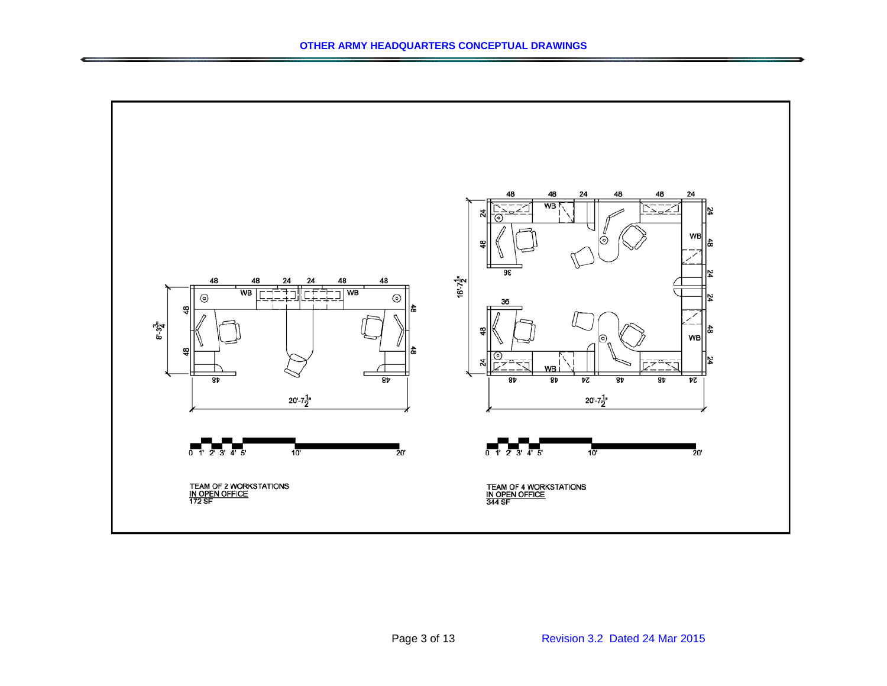## OTHER ARMY HEADQUARTERS CONCEPTUAL DRAWINGS

TEAM OF 2 WORKSTATIONS
IN OPEN OFFICE
172 SF

TEAM OF 4 WORKSTATIONS
IN OPEN OFFICE
344 SF

Revision 3.2 Dated 24 Mar 2015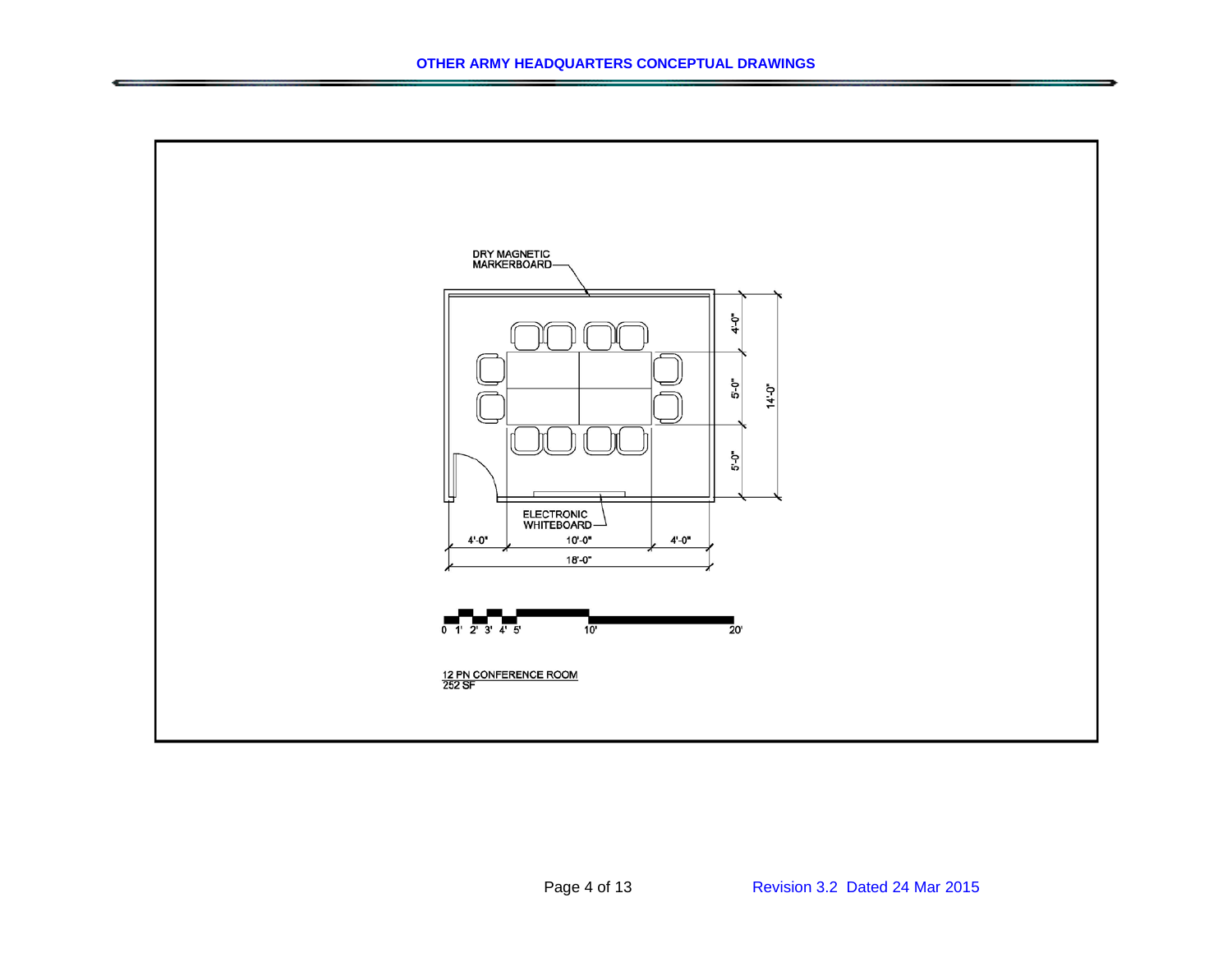DRY MAGNETIC MARKERBOARD

ELECTRONIC WHITEBOARD

4'-0" 10'-0" 4'-0"

18'-0"

4'-0" 5'-0" 5'-0"

14'-0"

0 1' 2' 3' 4' 5' 10' 20'

12 PN CONFERENCE ROOM
252 SF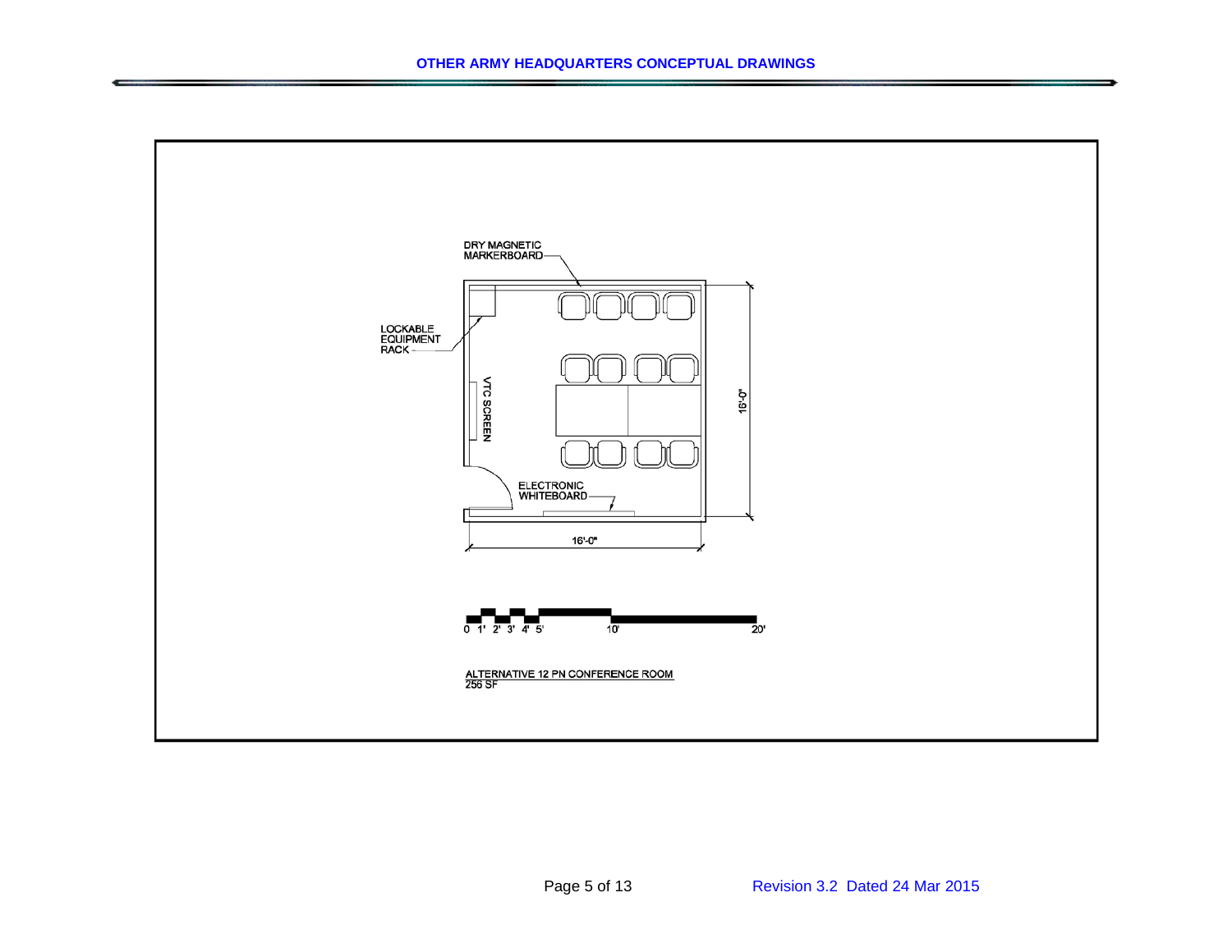DRY MAGNETIC MARKERBOARD

LOCKABLE EQUIPMENT RACK

VTC SCREEN

ELECTRONIC WHITEBOARD

16'-0"

16'-0"

0 1' 2' 3' 4' 5' 10' 20'

ALTERNATIVE 12 PN CONFERENCE ROOM
256 SF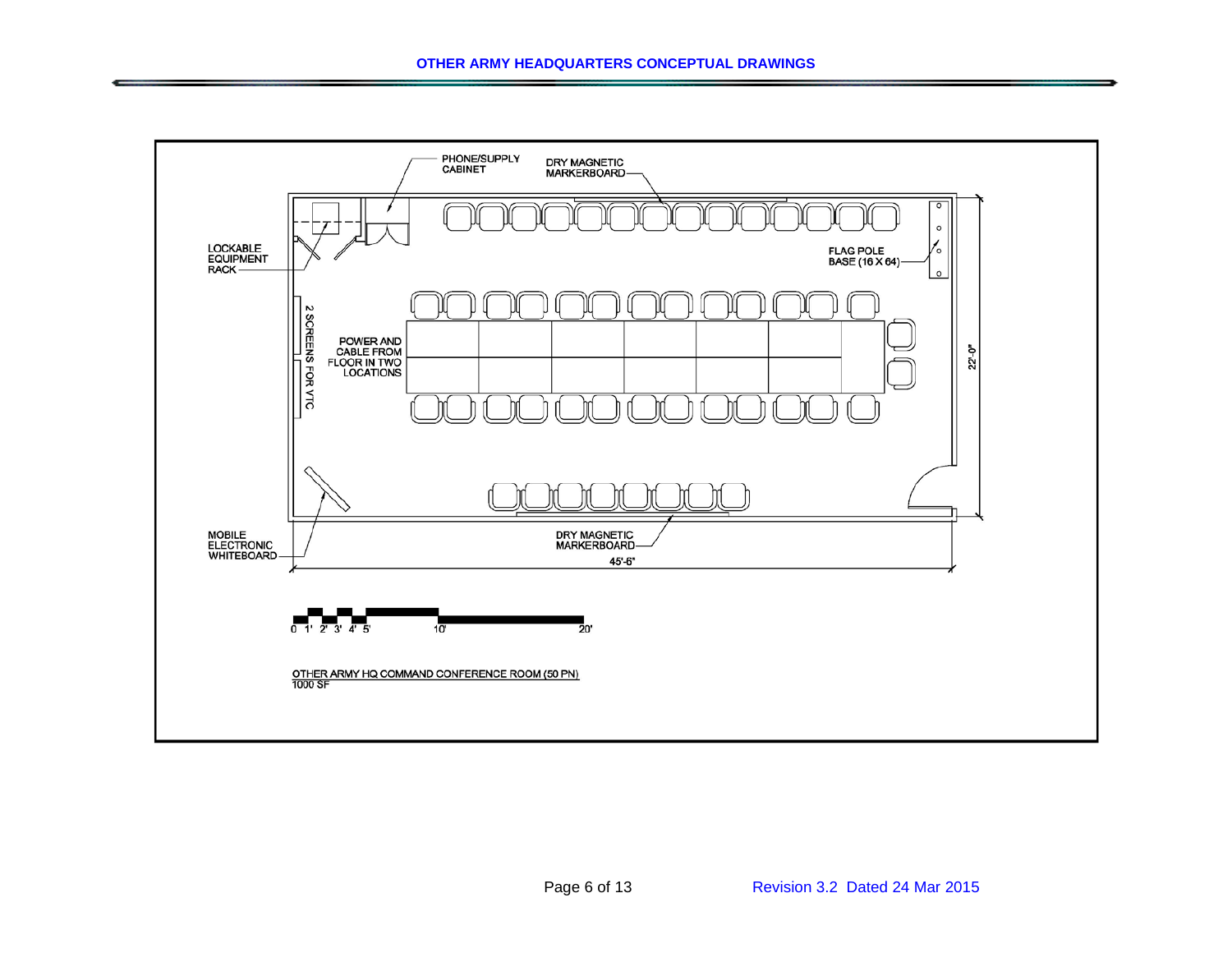## OTHER ARMY HEADQUARTERS CONCEPTUAL DRAWINGS

PHONE/SUPPLY CABINET

DRY MAGNETIC MARKERBOARD

LOCKABLE EQUIPMENT RACK

FLAG POLE BASE (16 X 64)

2 SCREENS FOR VTC

POWER AND CABLE FROM FLOOR IN TWO LOCATIONS

22'-0"

MOBILE ELECTRONIC WHITEBOARD

DRY MAGNETIC MARKERBOARD

45'-6"

0 1' 2' 3' 4' 5' 10' 20'

OTHER ARMY HQ COMMAND CONFERENCE ROOM (50 PN)
1000 SF

Revision 3.2 Dated 24 Mar 2015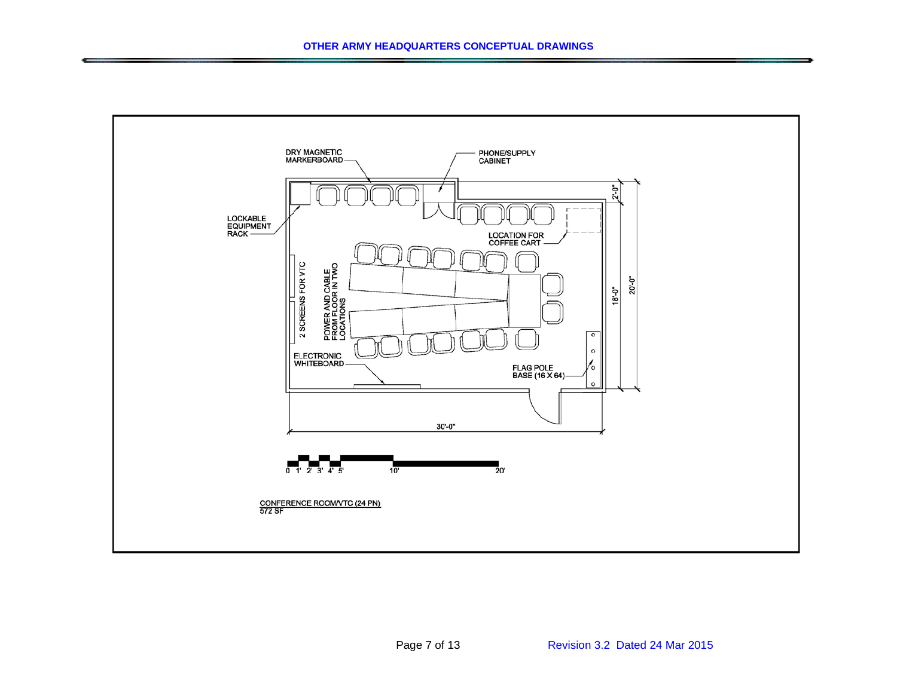DRY MAGNETIC MARKERBOARD

PHONE/SUPPLY CABINET

LOCKABLE EQUIPMENT RACK

LOCATION FOR COFFEE CART

2 SCREENS FOR VTC

POWER AND CABLE FROM FLOOR IN TWO LOCATIONS

ELECTRONIC WHITEBOARD

FLAG POLE BASE (16 X 64)

2'-0"

18'-0"

20'-0"

30'-0"

0 1' 2' 3' 4' 5' 10' 20'

CONFERENCE ROOM/VTC (24 PN)
572 SF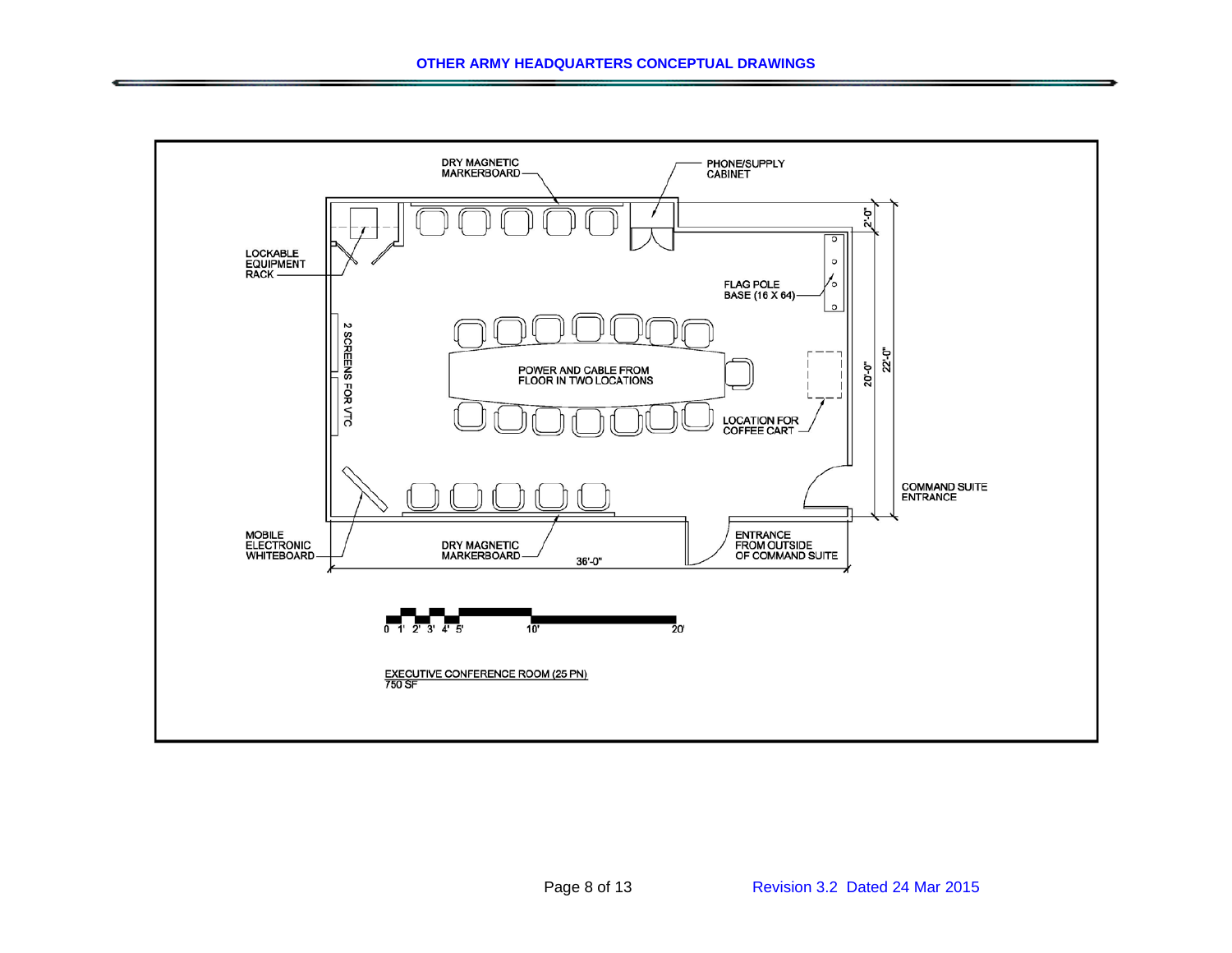## OTHER ARMY HEADQUARTERS CONCEPTUAL DRAWINGS

DRY MAGNETIC MARKERBOARD

PHONE/SUPPLY CABINET

2'-0"

LOCKABLE EQUIPMENT RACK

FLAG POLE BASE (16 X 64)

2 SCREENS FOR VTC

POWER AND CABLE FROM FLOOR IN TWO LOCATIONS

20'-0"

22'-0"

LOCATION FOR COFFEE CART

COMMAND SUITE ENTRANCE

MOBILE ELECTRONIC WHITEBOARD

DRY MAGNETIC MARKERBOARD

ENTRANCE FROM OUTSIDE OF COMMAND SUITE

36'-0"

0 1' 2' 3' 4' 5' 10' 20'

EXECUTIVE CONFERENCE ROOM (25 PN)
750 SF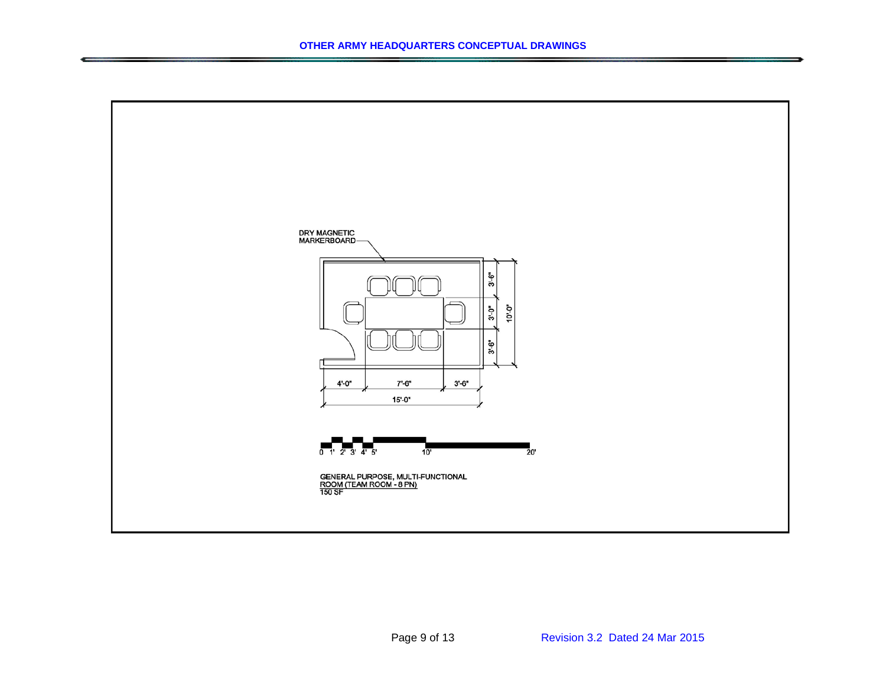DRY MAGNETIC MARKERBOARD

3'-6"

3'-0"

10'-0"

3'-6"

4'-0"

7'-6"

3'-6"

15'-0"

0 1' 2' 3' 4' 5' 10' 20'

GENERAL PURPOSE, MULTI-FUNCTIONAL ROOM (TEAM ROOM - 8 PN)
150 SF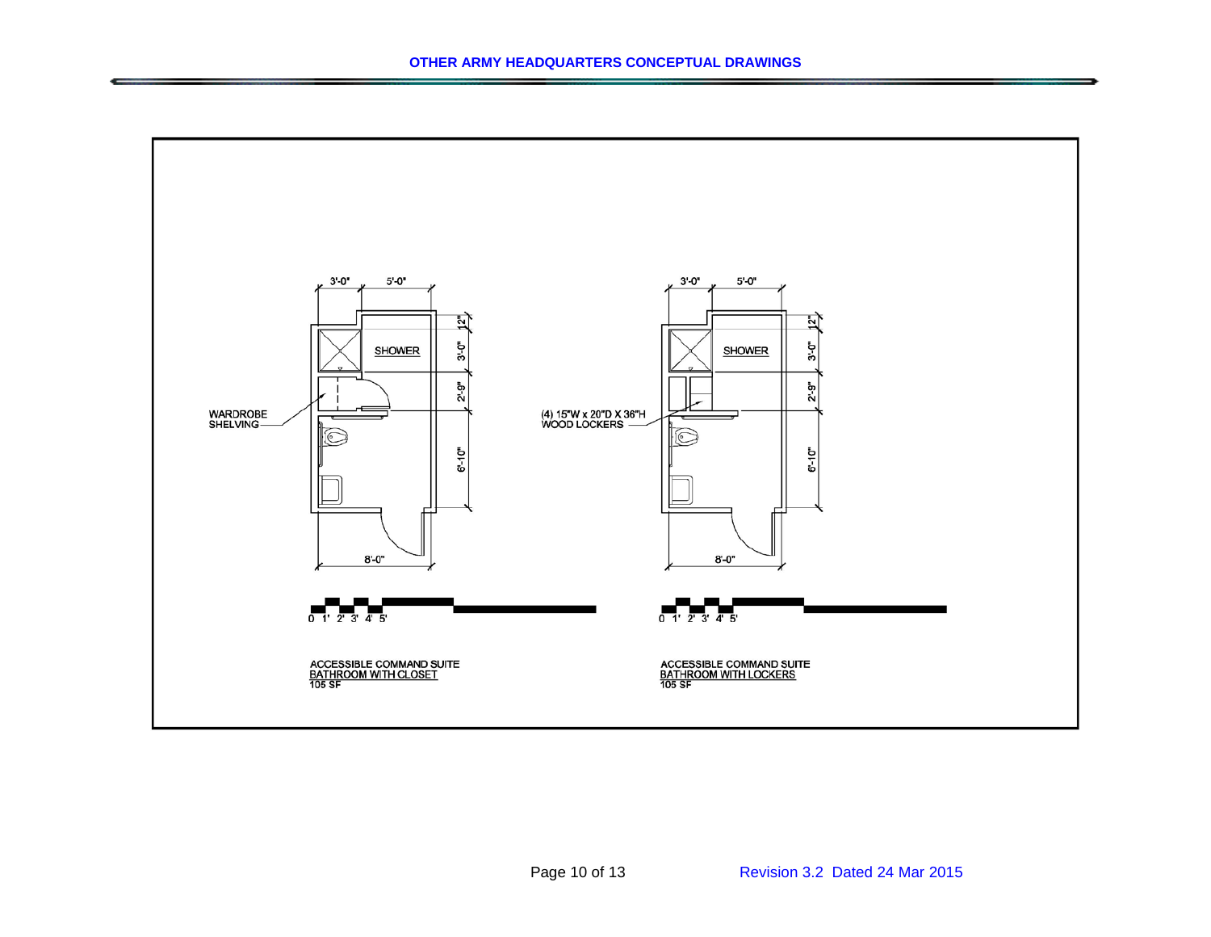**OTHER ARMY HEADQUARTERS CONCEPTUAL DRAWINGS**

3'-0" 5'-0"

12"

SHOWER

3'-0"

2'-9"

WARDROBE SHELVING

6'-10"

8'-0"

0 1' 2' 3' 4' 5'

ACCESSIBLE COMMAND SUITE
BATHROOM WITH CLOSET
105 SF

3'-0" 5'-0"

12"

SHOWER

3'-0"

2'-9"

(4) 15"W x 20"D X 36"H WOOD LOCKERS

6'-10"

8'-0"

0 1' 2' 3' 4' 5'

ACCESSIBLE COMMAND SUITE
BATHROOM WITH LOCKERS
105 SF

Revision 3.2 Dated 24 Mar 2015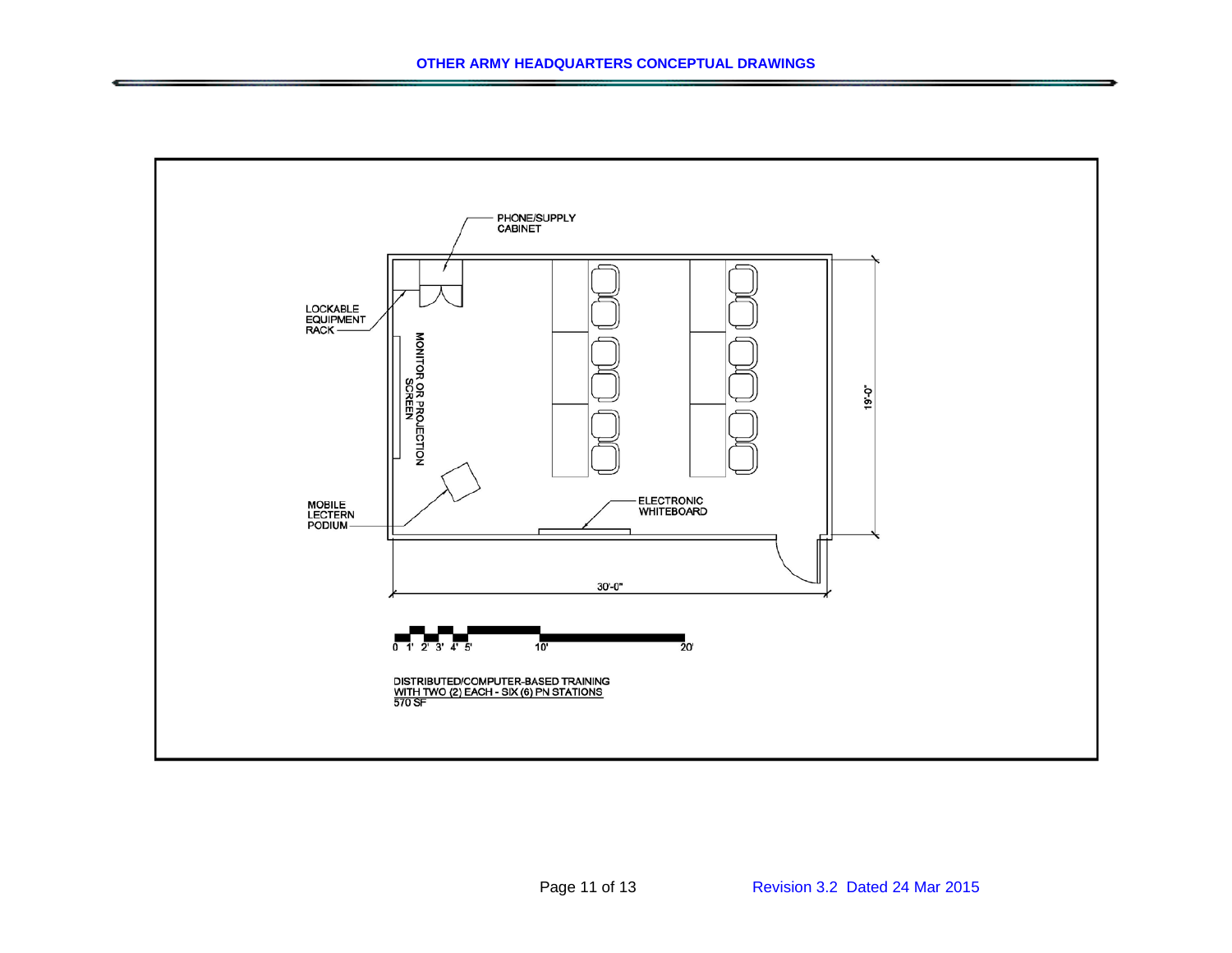PHONE/SUPPLY CABINET

LOCKABLE EQUIPMENT RACK

MONITOR OR PROJECTION SCREEN

MOBILE LECTERN PODIUM

ELECTRONIC WHITEBOARD

19'-0"

30'-0"

0 1' 2' 3' 4' 5' 10' 20'

DISTRIBUTED/COMPUTER-BASED TRAINING
WITH TWO (2) EACH - SIX (6) PN STATIONS
570 SF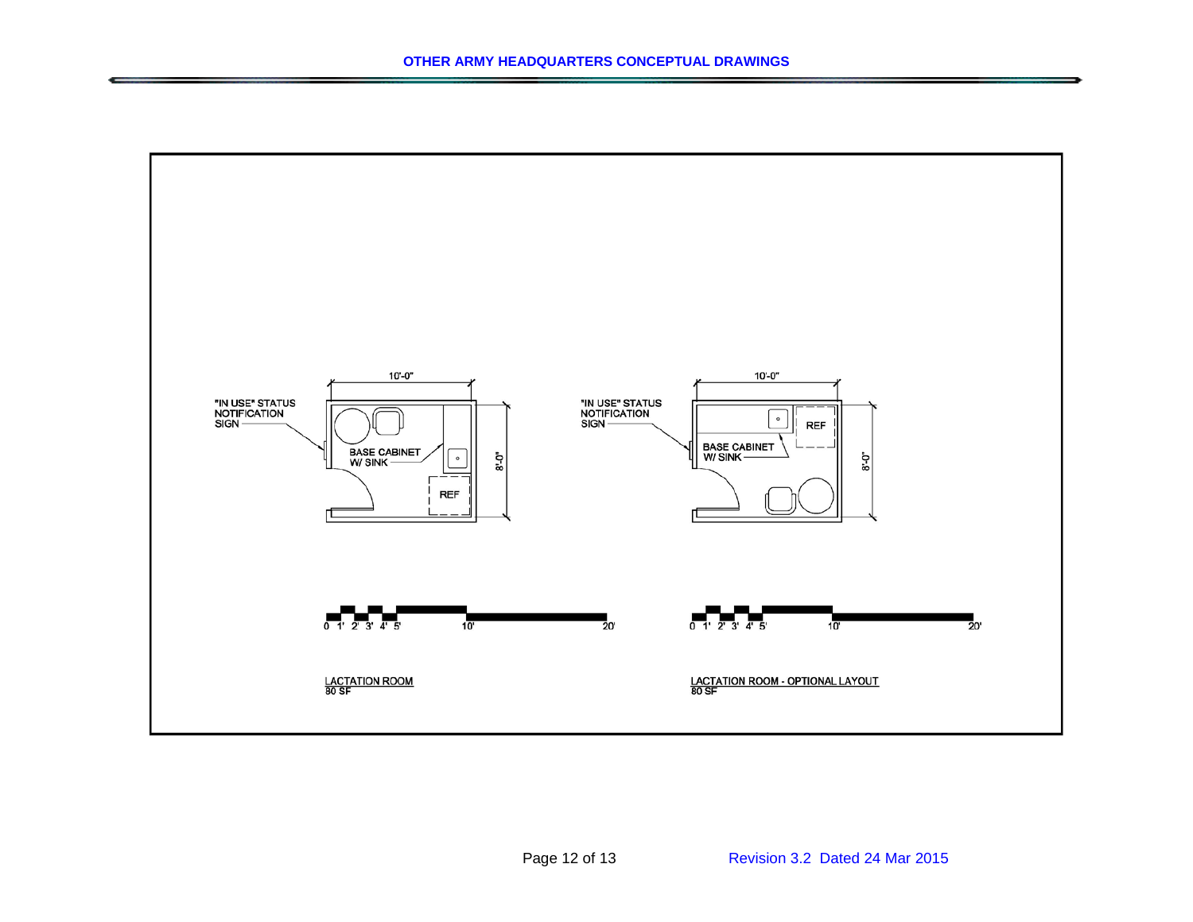10'-0"

"IN USE" STATUS NOTIFICATION SIGN

BASE CABINET W/ SINK

REF

8'-0"

0 1' 2' 3' 4' 5' 10' 20'

LACTATION ROOM
80 SF

10'-0"

"IN USE" STATUS NOTIFICATION SIGN

REF

BASE CABINET W/ SINK

8'-0"

0 1' 2' 3' 4' 5' 10' 20'

LACTATION ROOM - OPTIONAL LAYOUT
80 SF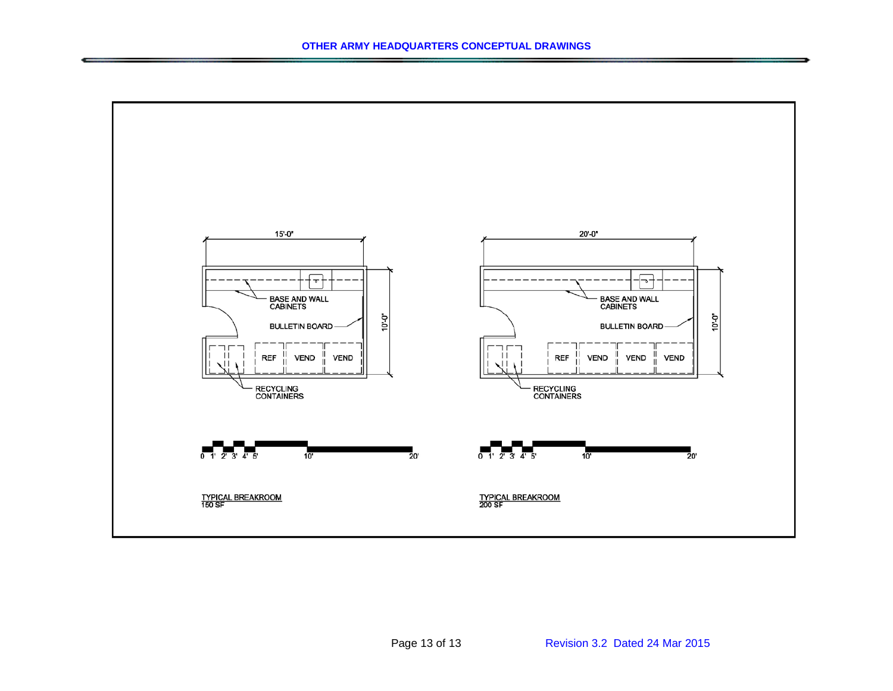15'-0"

10'-0"

BASE AND WALL CABINETS

BULLETIN BOARD

REF

VEND

VEND

RECYCLING CONTAINERS

0 1' 2' 3' 4' 5' 10' 20'

TYPICAL BREAKROOM
150 SF

20'-0"

10'-0"

BASE AND WALL CABINETS

BULLETIN BOARD

REF

VEND

VEND

VEND

RECYCLING CONTAINERS

0 1' 2' 3' 4' 5' 10' 20'

TYPICAL BREAKROOM
200 SF